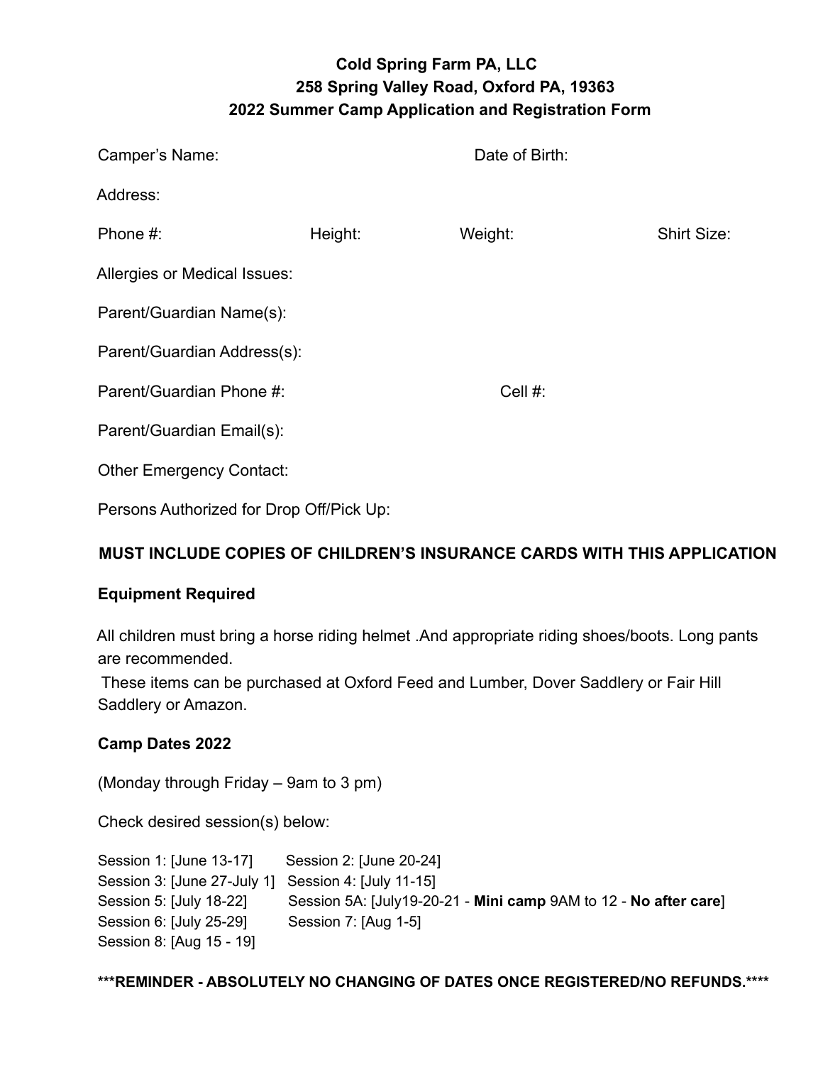**Cold Spring Farm PA, LLC**
**258 Spring Valley Road, Oxford PA, 19363**
**2022 Summer Camp Application and Registration Form**

Camper's Name: Date of Birth:

Address:

Phone #: Height: Weight: Shirt Size:

Allergies or Medical Issues:

Parent/Guardian Name(s):

Parent/Guardian Address(s):

Parent/Guardian Phone #: Cell #:

Parent/Guardian Email(s):

Other Emergency Contact:

Persons Authorized for Drop Off/Pick Up:

**MUST INCLUDE COPIES OF CHILDREN'S INSURANCE CARDS WITH THIS APPLICATION**

**Equipment Required**

All children must bring a horse riding helmet .And appropriate riding shoes/boots. Long pants are recommended.

These items can be purchased at Oxford Feed and Lumber, Dover Saddlery or Fair Hill Saddlery or Amazon.

**Camp Dates 2022**

(Monday through Friday – 9am to 3 pm)

Check desired session(s) below:

Session 1: [June 13-17] Session 2: [June 20-24]
Session 3: [June 27-July 1] Session 4: [July 11-15]
Session 5: [July 18-22] Session 5A: [July19-20-21 - **Mini camp** 9AM to 12 - **No after care**]
Session 6: [July 25-29] Session 7: [Aug 1-5]
Session 8: [Aug 15 - 19]

**\*\*\*REMINDER - ABSOLUTELY NO CHANGING OF DATES ONCE REGISTERED/NO REFUNDS.\*\*\*\***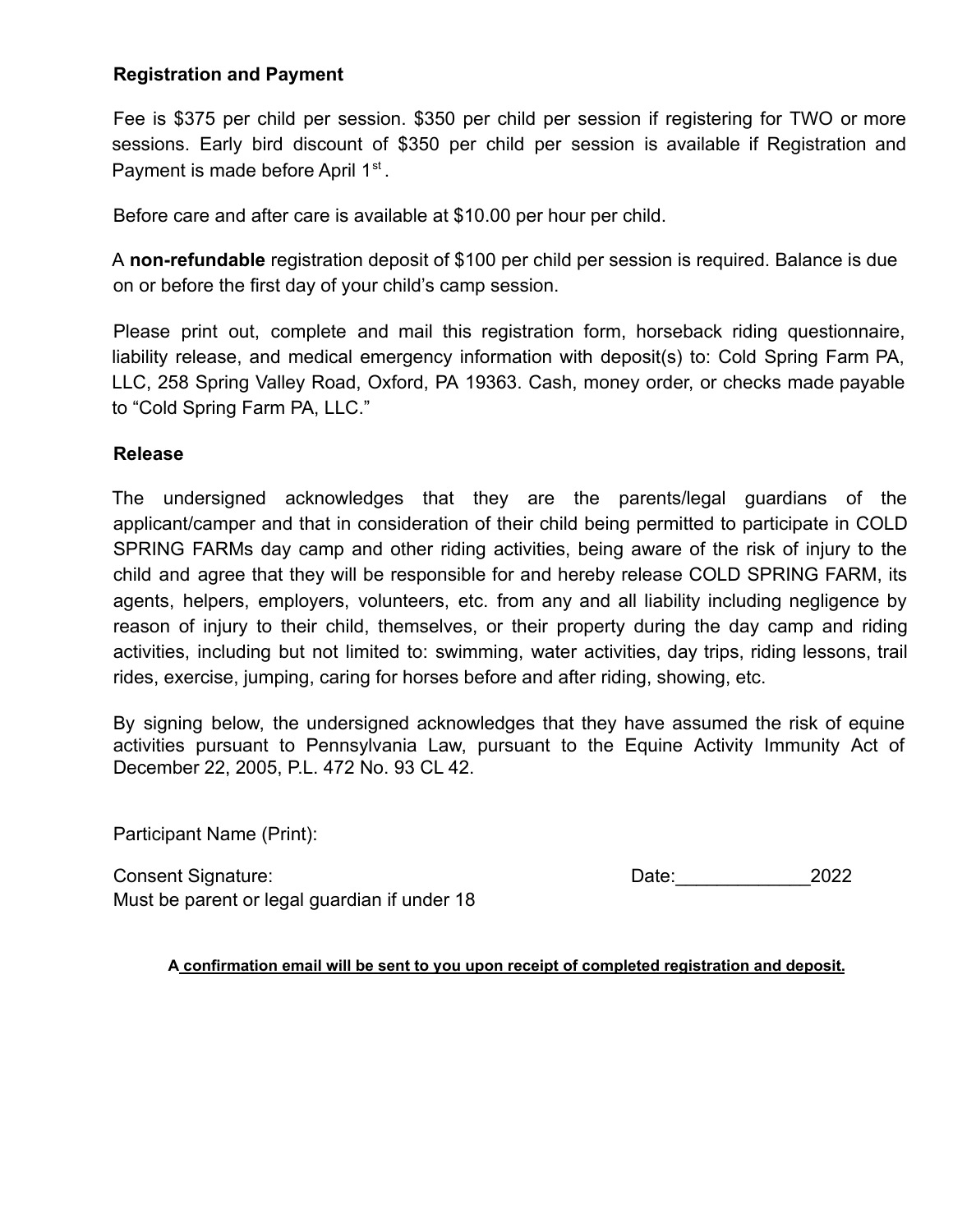**Registration and Payment**

Fee is $375 per child per session. $350 per child per session if registering for TWO or more sessions. Early bird discount of $350 per child per session is available if Registration and Payment is made before April 1st.

Before care and after care is available at $10.00 per hour per child.

A **non-refundable** registration deposit of $100 per child per session is required. Balance is due on or before the first day of your child's camp session.

Please print out, complete and mail this registration form, horseback riding questionnaire, liability release, and medical emergency information with deposit(s) to: Cold Spring Farm PA, LLC, 258 Spring Valley Road, Oxford, PA 19363. Cash, money order, or checks made payable to "Cold Spring Farm PA, LLC."

**Release**

The undersigned acknowledges that they are the parents/legal guardians of the applicant/camper and that in consideration of their child being permitted to participate in COLD SPRING FARMs day camp and other riding activities, being aware of the risk of injury to the child and agree that they will be responsible for and hereby release COLD SPRING FARM, its agents, helpers, employers, volunteers, etc. from any and all liability including negligence by reason of injury to their child, themselves, or their property during the day camp and riding activities, including but not limited to: swimming, water activities, day trips, riding lessons, trail rides, exercise, jumping, caring for horses before and after riding, showing, etc.

By signing below, the undersigned acknowledges that they have assumed the risk of equine activities pursuant to Pennsylvania Law, pursuant to the Equine Activity Immunity Act of December 22, 2005, P.L. 472 No. 93 CL 42.

Participant Name (Print):

Consent Signature: Date:_____________2022

Must be parent or legal guardian if under 18

**A confirmation email will be sent to you upon receipt of completed registration and deposit.**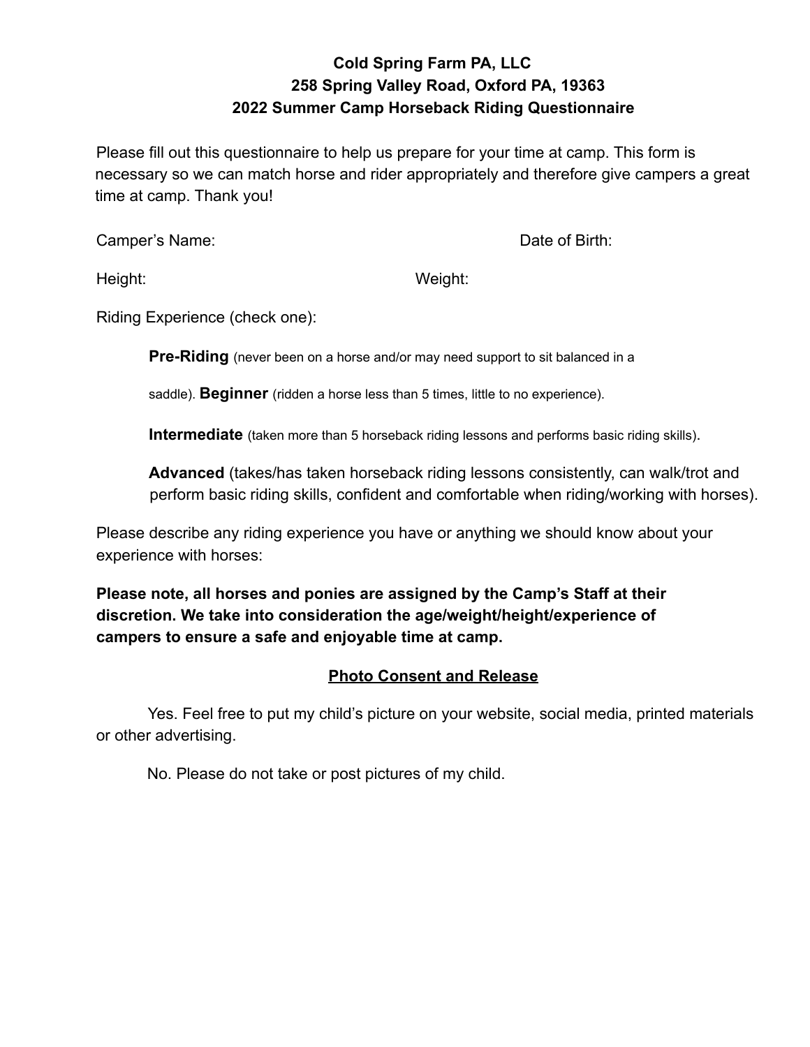**Cold Spring Farm PA, LLC**
**258 Spring Valley Road, Oxford PA, 19363**
**2022 Summer Camp Horseback Riding Questionnaire**

Please fill out this questionnaire to help us prepare for your time at camp. This form is necessary so we can match horse and rider appropriately and therefore give campers a great time at camp. Thank you!

Camper's Name: Date of Birth:

Height: Weight:

Riding Experience (check one):

**Pre-Riding** (never been on a horse and/or may need support to sit balanced in a saddle). **Beginner** (ridden a horse less than 5 times, little to no experience).

**Intermediate** (taken more than 5 horseback riding lessons and performs basic riding skills).

**Advanced** (takes/has taken horseback riding lessons consistently, can walk/trot and perform basic riding skills, confident and comfortable when riding/working with horses).

Please describe any riding experience you have or anything we should know about your experience with horses:

**Please note, all horses and ponies are assigned by the Camp's Staff at their discretion. We take into consideration the age/weight/height/experience of campers to ensure a safe and enjoyable time at camp.**

**<u>Photo Consent and Release</u>**

Yes. Feel free to put my child's picture on your website, social media, printed materials or other advertising.

No. Please do not take or post pictures of my child.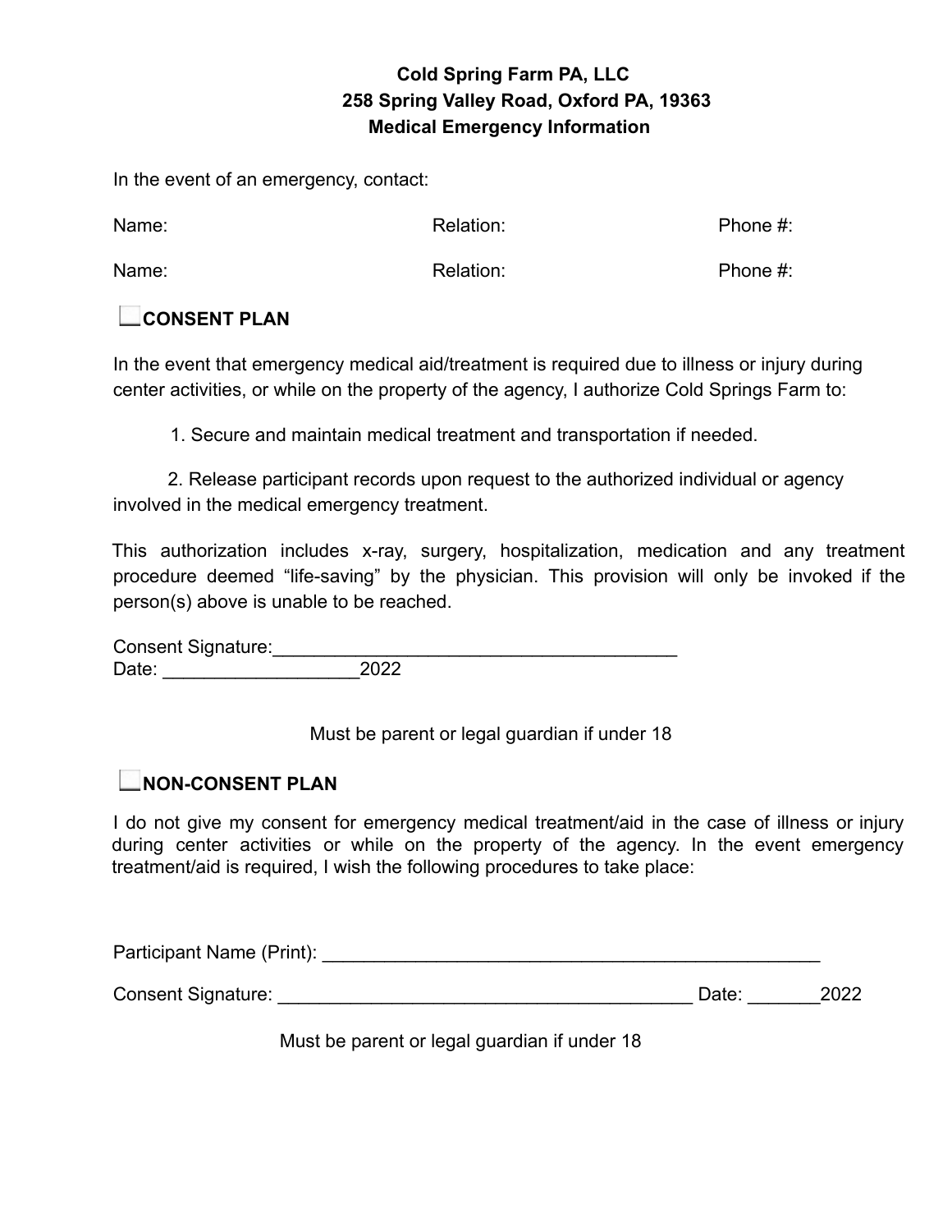**Cold Spring Farm PA, LLC**
**258 Spring Valley Road, Oxford PA, 19363**
**Medical Emergency Information**

In the event of an emergency, contact:

Name: Relation: Phone #:

Name: Relation: Phone #:

☐ **CONSENT PLAN**

In the event that emergency medical aid/treatment is required due to illness or injury during center activities, or while on the property of the agency, I authorize Cold Springs Farm to:

1. Secure and maintain medical treatment and transportation if needed.

2. Release participant records upon request to the authorized individual or agency involved in the medical emergency treatment.

This authorization includes x-ray, surgery, hospitalization, medication and any treatment procedure deemed "life-saving" by the physician. This provision will only be invoked if the person(s) above is unable to be reached.

Consent Signature:________________________________________
Date: ___________________2022

Must be parent or legal guardian if under 18

☐ **NON-CONSENT PLAN**

I do not give my consent for emergency medical treatment/aid in the case of illness or injury during center activities or while on the property of the agency. In the event emergency treatment/aid is required, I wish the following procedures to take place:

Participant Name (Print): _________________________________________________

Consent Signature: _________________________________________ Date: _______2022

Must be parent or legal guardian if under 18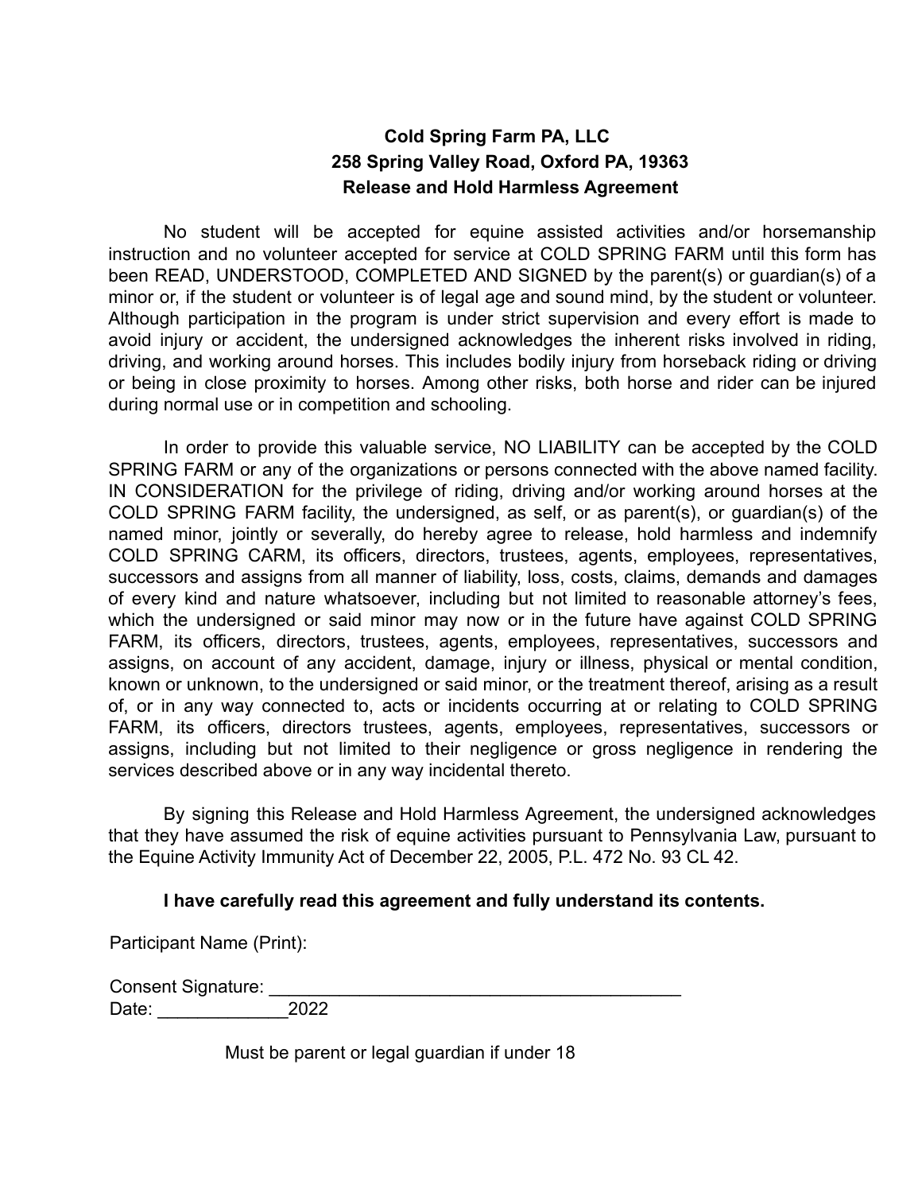**Cold Spring Farm PA, LLC**
**258 Spring Valley Road, Oxford PA, 19363**
**Release and Hold Harmless Agreement**

No student will be accepted for equine assisted activities and/or horsemanship instruction and no volunteer accepted for service at COLD SPRING FARM until this form has been READ, UNDERSTOOD, COMPLETED AND SIGNED by the parent(s) or guardian(s) of a minor or, if the student or volunteer is of legal age and sound mind, by the student or volunteer. Although participation in the program is under strict supervision and every effort is made to avoid injury or accident, the undersigned acknowledges the inherent risks involved in riding, driving, and working around horses. This includes bodily injury from horseback riding or driving or being in close proximity to horses. Among other risks, both horse and rider can be injured during normal use or in competition and schooling.

In order to provide this valuable service, NO LIABILITY can be accepted by the COLD SPRING FARM or any of the organizations or persons connected with the above named facility. IN CONSIDERATION for the privilege of riding, driving and/or working around horses at the COLD SPRING FARM facility, the undersigned, as self, or as parent(s), or guardian(s) of the named minor, jointly or severally, do hereby agree to release, hold harmless and indemnify COLD SPRING CARM, its officers, directors, trustees, agents, employees, representatives, successors and assigns from all manner of liability, loss, costs, claims, demands and damages of every kind and nature whatsoever, including but not limited to reasonable attorney's fees, which the undersigned or said minor may now or in the future have against COLD SPRING FARM, its officers, directors, trustees, agents, employees, representatives, successors and assigns, on account of any accident, damage, injury or illness, physical or mental condition, known or unknown, to the undersigned or said minor, or the treatment thereof, arising as a result of, or in any way connected to, acts or incidents occurring at or relating to COLD SPRING FARM, its officers, directors trustees, agents, employees, representatives, successors or assigns, including but not limited to their negligence or gross negligence in rendering the services described above or in any way incidental thereto.

By signing this Release and Hold Harmless Agreement, the undersigned acknowledges that they have assumed the risk of equine activities pursuant to Pennsylvania Law, pursuant to the Equine Activity Immunity Act of December 22, 2005, P.L. 472 No. 93 CL 42.

**I have carefully read this agreement and fully understand its contents.**

Participant Name (Print):

Consent Signature: ________________________________________
Date: _____________2022

Must be parent or legal guardian if under 18